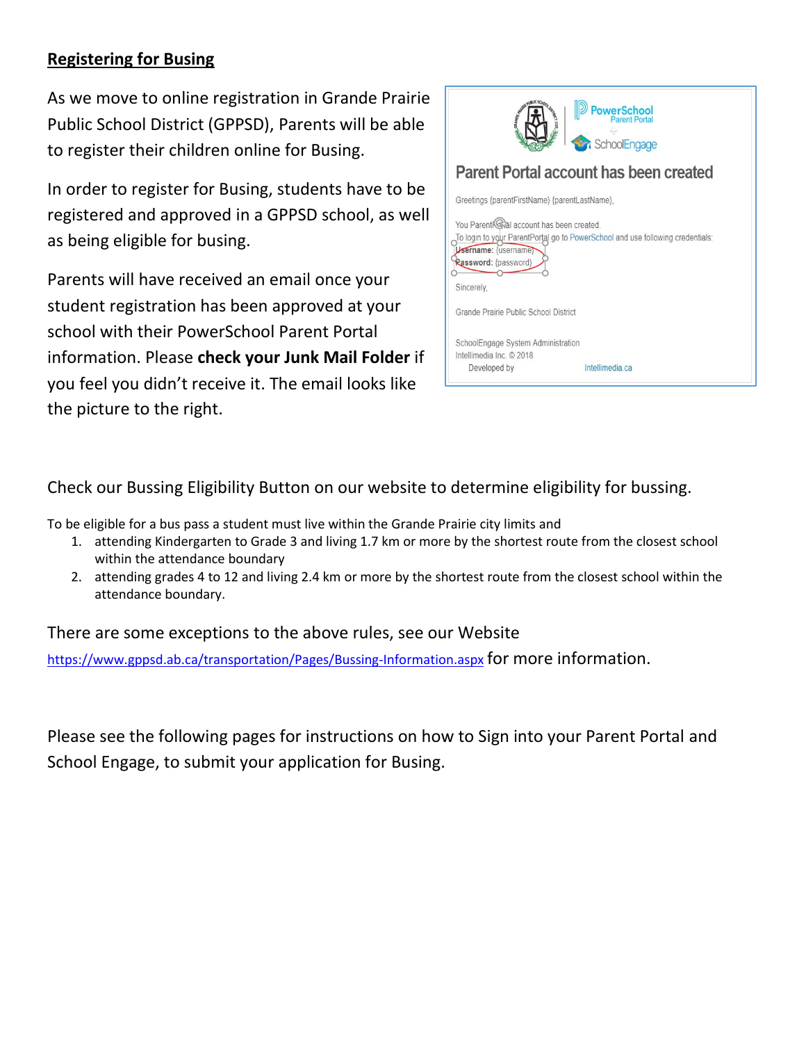## Registering for Busing

As we move to online registration in Grande Prairie Public School District (GPPSD), Parents will be able to register their children online for Busing.

In order to register for Busing, students have to be registered and approved in a GPPSD school, as well as being eligible for busing.

Parents will have received an email once your student registration has been approved at your school with their PowerSchool Parent Portal information. Please **check your Junk Mail Folder** if you feel you didn't receive it. The email looks like the picture to the right.

Check our Bussing Eligibility Button on our website to determine eligibility for bussing.

To be eligible for a bus pass a student must live within the Grande Prairie city limits and

1. attending Kindergarten to Grade 3 and living 1.7 km or more by the shortest route from the closest school within the attendance boundary
2. attending grades 4 to 12 and living 2.4 km or more by the shortest route from the closest school within the attendance boundary.

There are some exceptions to the above rules, see our Website https://www.gppsd.ab.ca/transportation/Pages/Bussing-Information.aspx for more information.

Please see the following pages for instructions on how to Sign into your Parent Portal and School Engage, to submit your application for Busing.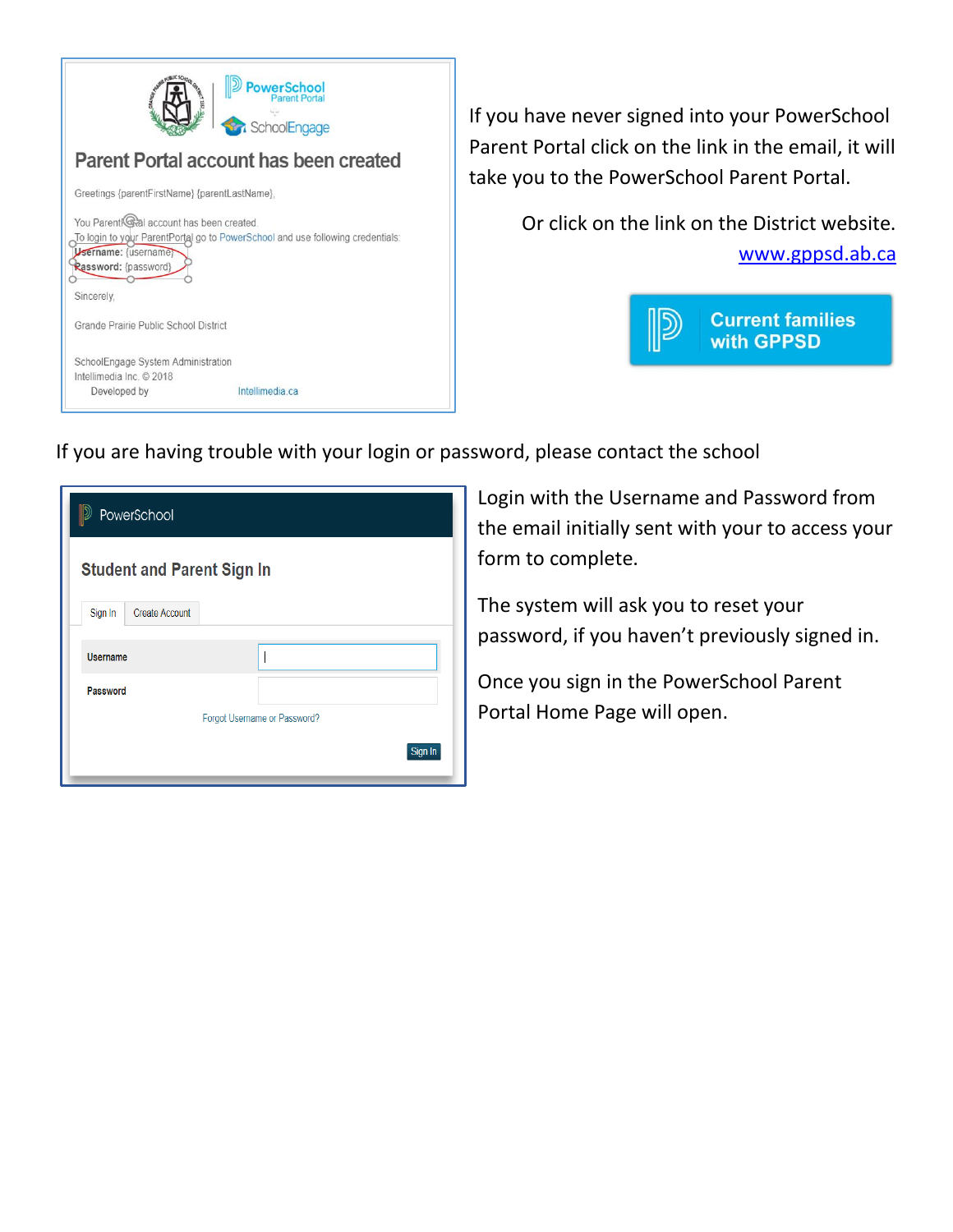PowerSchool
Parent Portal

SchoolEngage

## Parent Portal account has been created

Greetings {parentFirstName} {parentLastName},

You ParentPortal account has been created.
To login to your ParentPortal go to PowerSchool and use following credentials:
**Username:** {username}
**Password:** {password}

Sincerely,

Grande Prairie Public School District

SchoolEngage System Administration
Intellimedia Inc. © 2018
Developed by Intellimedia.ca

If you have never signed into your PowerSchool Parent Portal click on the link in the email, it will take you to the PowerSchool Parent Portal.

Or click on the link on the District website. www.gppsd.ab.ca

**Current families with GPPSD**

If you are having trouble with your login or password, please contact the school

PowerSchool

### Student and Parent Sign In

Sign In | Create Account

Username

Password

Forgot Username or Password?

Sign In

Login with the Username and Password from the email initially sent with your to access your form to complete.

The system will ask you to reset your password, if you haven't previously signed in.

Once you sign in the PowerSchool Parent Portal Home Page will open.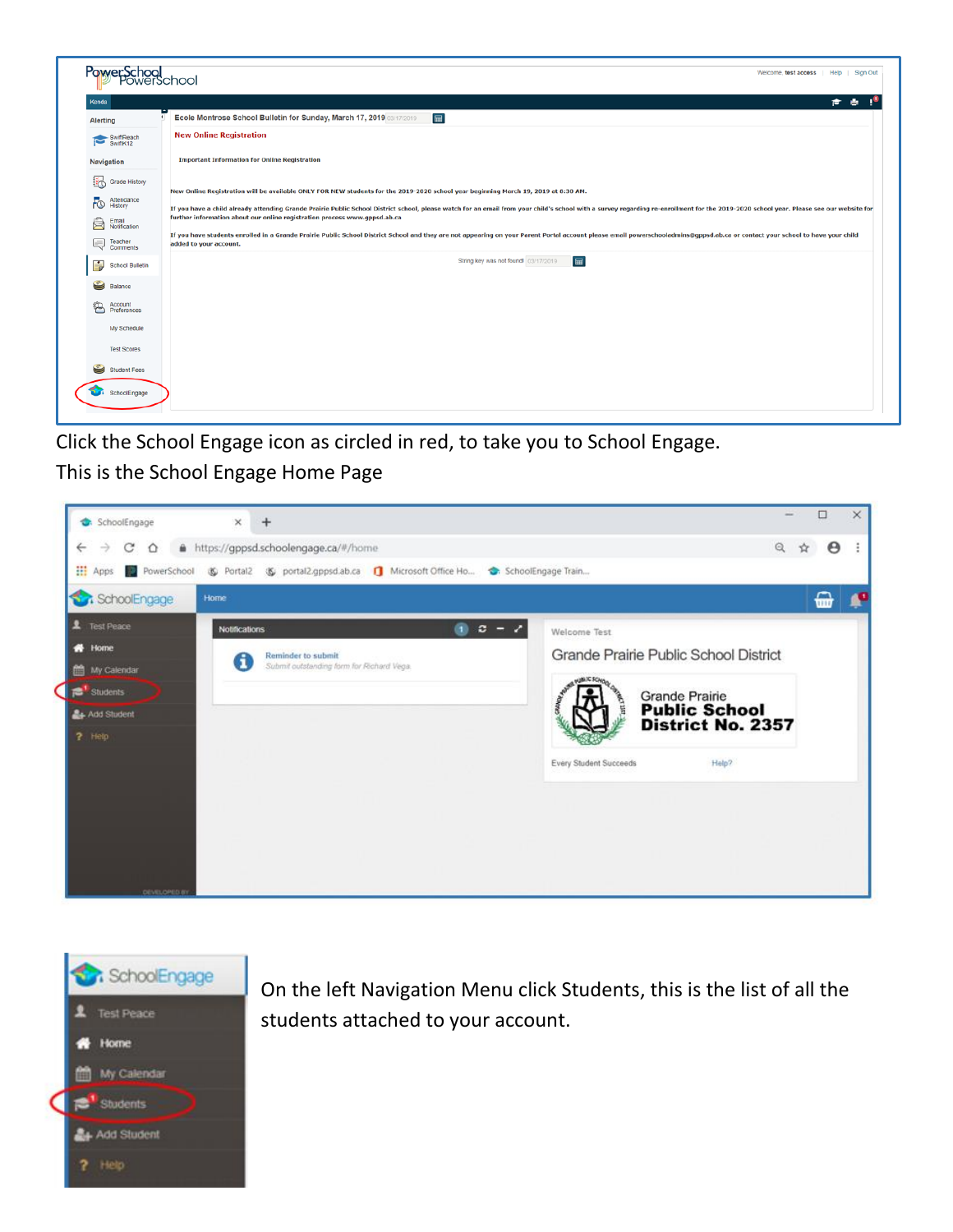Click the School Engage icon as circled in red, to take you to School Engage.

This is the School Engage Home Page

On the left Navigation Menu click Students, this is the list of all the students attached to your account.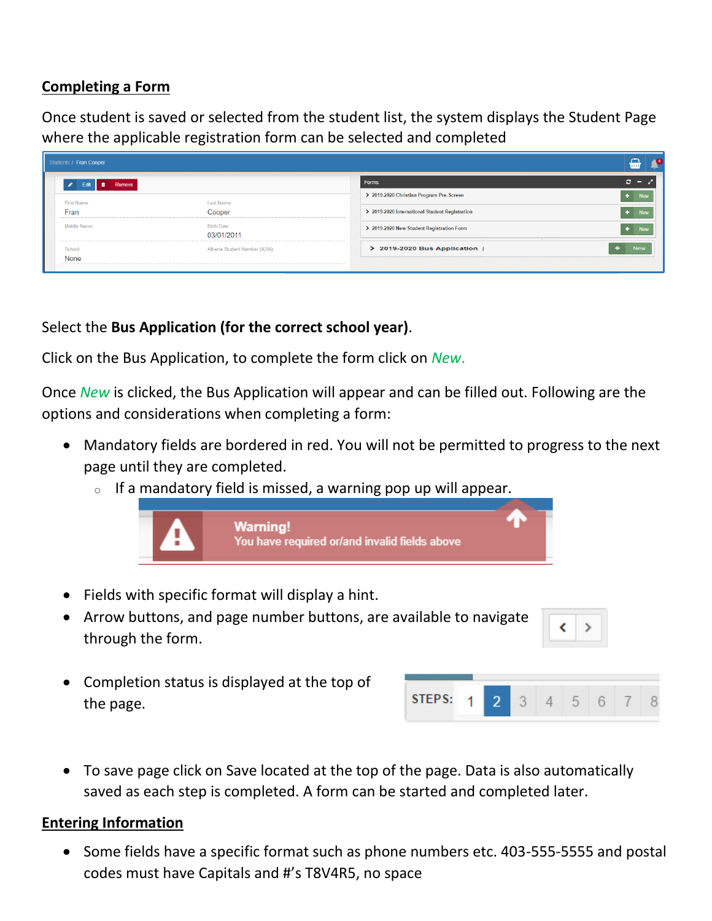## Completing a Form

Once student is saved or selected from the student list, the system displays the Student Page where the applicable registration form can be selected and completed

Select the **Bus Application (for the correct school year)**.

Click on the Bus Application, to complete the form click on *New*.

Once *New* is clicked, the Bus Application will appear and can be filled out. Following are the options and considerations when completing a form:

- Mandatory fields are bordered in red. You will not be permitted to progress to the next page until they are completed.
  - If a mandatory field is missed, a warning pop up will appear.
- Fields with specific format will display a hint.
- Arrow buttons, and page number buttons, are available to navigate through the form.
- Completion status is displayed at the top of the page.
- To save page click on Save located at the top of the page. Data is also automatically saved as each step is completed. A form can be started and completed later.

## Entering Information

- Some fields have a specific format such as phone numbers etc. 403-555-5555 and postal codes must have Capitals and #'s T8V4R5, no space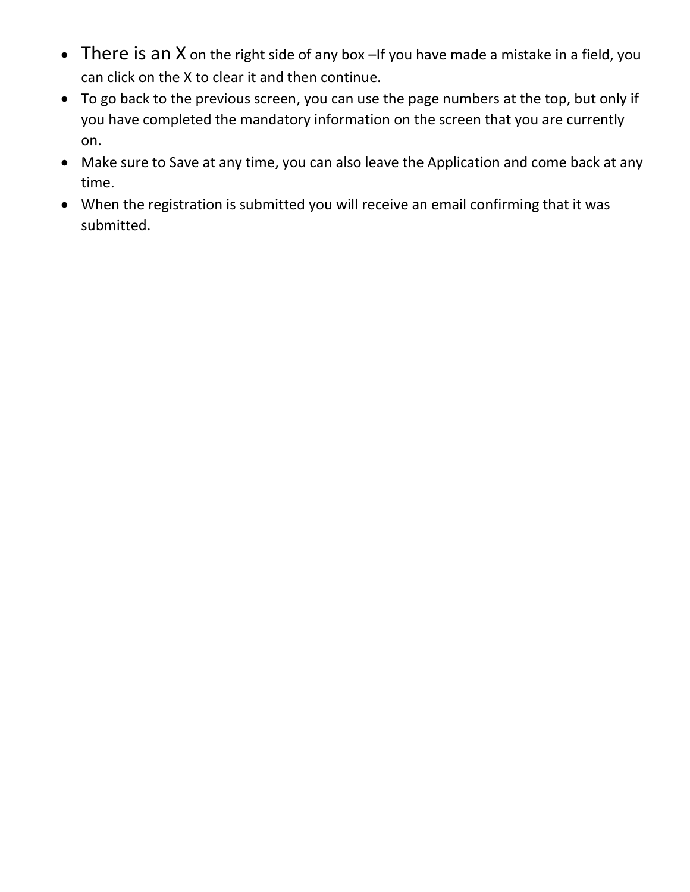- There is an X on the right side of any box –If you have made a mistake in a field, you can click on the X to clear it and then continue.
- To go back to the previous screen, you can use the page numbers at the top, but only if you have completed the mandatory information on the screen that you are currently on.
- Make sure to Save at any time, you can also leave the Application and come back at any time.
- When the registration is submitted you will receive an email confirming that it was submitted.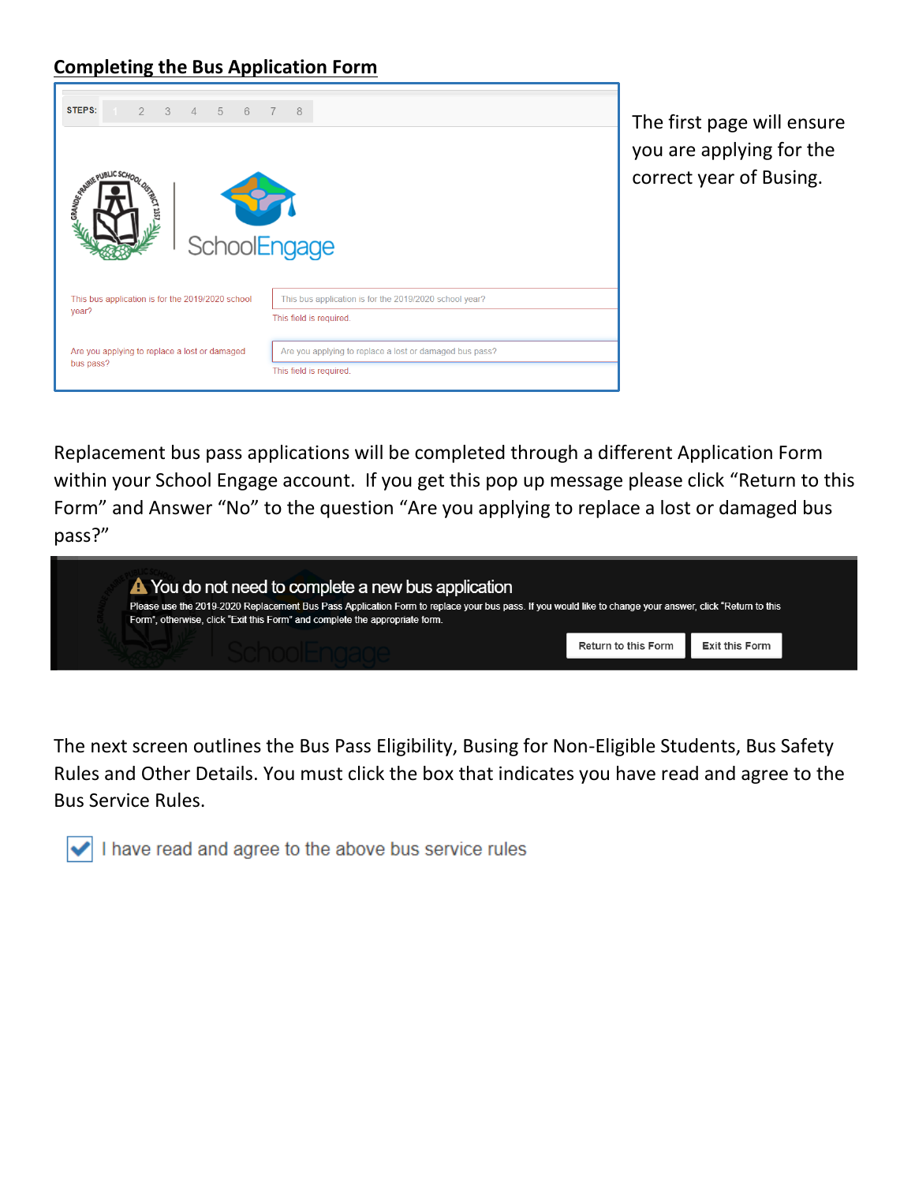## Completing the Bus Application Form

The first page will ensure you are applying for the correct year of Busing.

Replacement bus pass applications will be completed through a different Application Form within your School Engage account. If you get this pop up message please click "Return to this Form" and Answer "No" to the question "Are you applying to replace a lost or damaged bus pass?"

The next screen outlines the Bus Pass Eligibility, Busing for Non-Eligible Students, Bus Safety Rules and Other Details. You must click the box that indicates you have read and agree to the Bus Service Rules.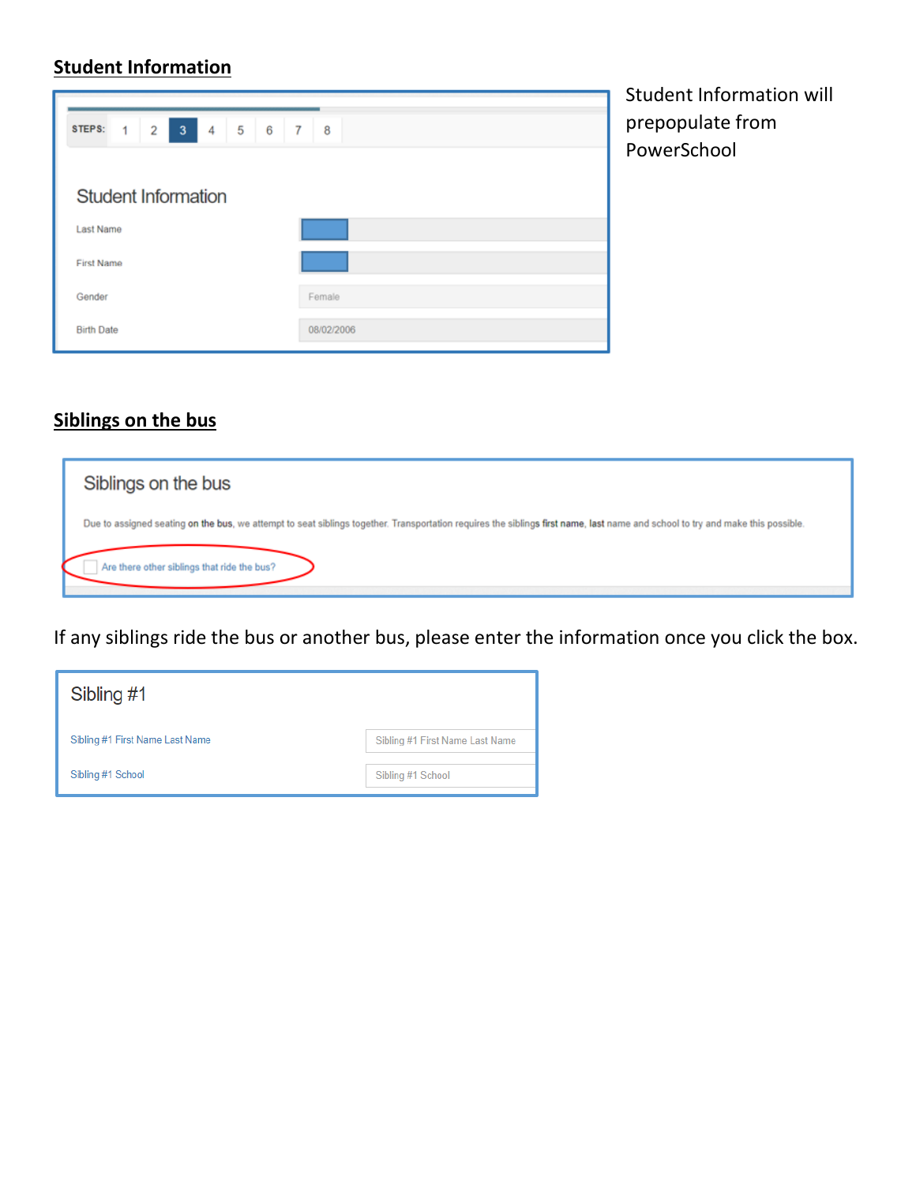## Student Information

STEPS: 1 2 3 4 5 6 7 8

### Student Information

| | |
|---|---|
| Last Name | |
| First Name | |
| Gender | Female |
| Birth Date | 08/02/2006 |

Student Information will prepopulate from PowerSchool

## Siblings on the bus

### Siblings on the bus

Due to assigned seating on the bus, we attempt to seat siblings together. Transportation requires the siblings first name, last name and school to try and make this possible.

☐ Are there other siblings that ride the bus?

If any siblings ride the bus or another bus, please enter the information once you click the box.

### Sibling #1

| | |
|---|---|
| Sibling #1 First Name Last Name | Sibling #1 First Name Last Name |
| Sibling #1 School | Sibling #1 School |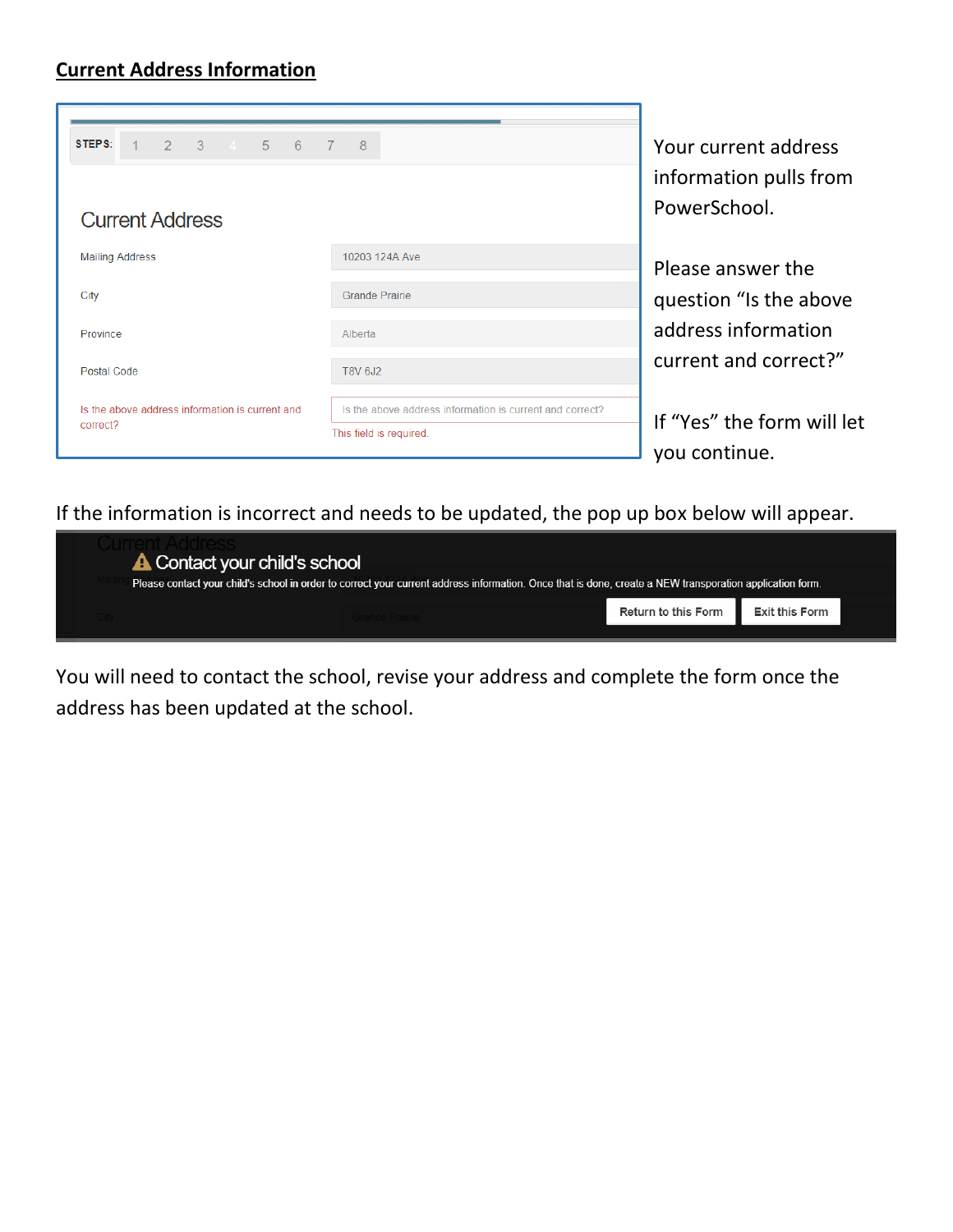## Current Address Information

STEPS: 1 2 3 4 5 6 7 8

Current Address

| | |
|---|---|
| Mailing Address | 10203 124A Ave |
| City | Grande Prairie |
| Province | Alberta |
| Postal Code | T8V 6J2 |
| Is the above address information is current and correct? | Is the above address information is current and correct? This field is required. |

Your current address information pulls from PowerSchool.

Please answer the question "Is the above address information current and correct?"

If "Yes" the form will let you continue.

If the information is incorrect and needs to be updated, the pop up box below will appear.

Contact your child's school

Please contact your child's school in order to correct your current address information. Once that is done, create a NEW transporation application form.

Return to this Form | Exit this Form

You will need to contact the school, revise your address and complete the form once the address has been updated at the school.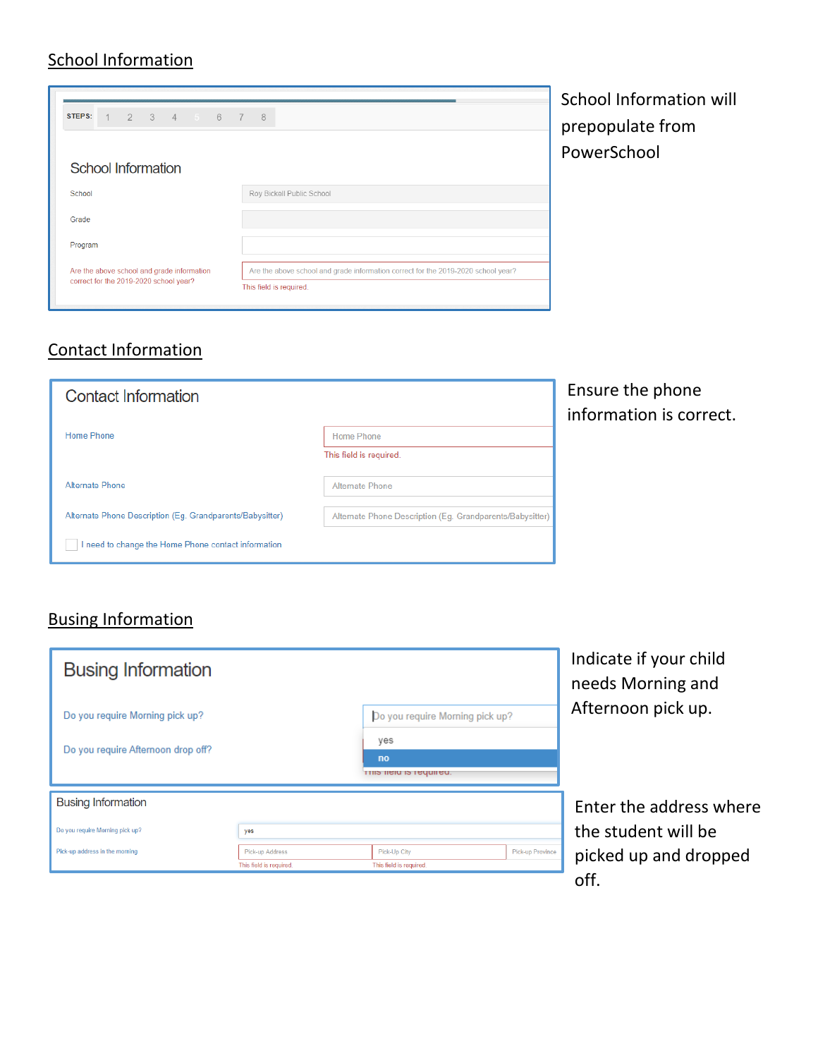## School Information

STEPS: 1 2 3 4 5 6 7 8

School Information

School — Roy Bickell Public School

Grade

Program

Are the above school and grade information correct for the 2019-2020 school year? — Are the above school and grade information correct for the 2019-2020 school year?

This field is required.

School Information will prepopulate from PowerSchool

## Contact Information

Contact Information

Home Phone — Home Phone

This field is required.

Alternate Phone — Alternate Phone

Alternate Phone Description (Eg. Grandparents/Babysitter) — Alternate Phone Description (Eg. Grandparents/Babysitter)

☐ I need to change the Home Phone contact information

Ensure the phone information is correct.

## Busing Information

Busing Information

Do you require Morning pick up? — Do you require Morning pick up?

- yes
- no

Do you require Afternoon drop off?

This field is required.

Indicate if your child needs Morning and Afternoon pick up.

Busing Information

Do you require Morning pick up? — yes

Pick-up address in the morning — Pick-up Address | Pick-Up City | Pick-up Province

This field is required. This field is required.

Enter the address where the student will be picked up and dropped off.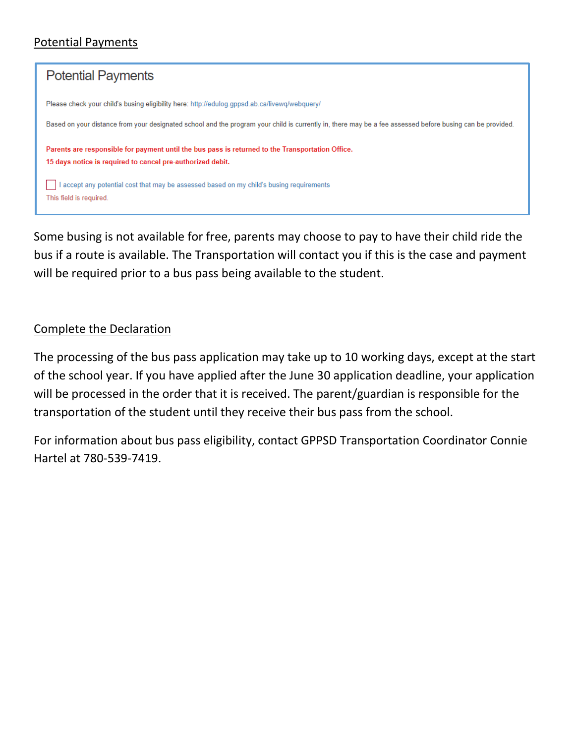## Potential Payments

### Potential Payments

Please check your child's busing eligibility here: http://edulog.gppsd.ab.ca/livewq/webquery/

Based on your distance from your designated school and the program your child is currently in, there may be a fee assessed before busing can be provided.

**Parents are responsible for payment until the bus pass is returned to the Transportation Office.**
**15 days notice is required to cancel pre-authorized debit.**

☐ I accept any potential cost that may be assessed based on my child's busing requirements
This field is required.

Some busing is not available for free, parents may choose to pay to have their child ride the bus if a route is available. The Transportation will contact you if this is the case and payment will be required prior to a bus pass being available to the student.

## Complete the Declaration

The processing of the bus pass application may take up to 10 working days, except at the start of the school year. If you have applied after the June 30 application deadline, your application will be processed in the order that it is received. The parent/guardian is responsible for the transportation of the student until they receive their bus pass from the school.

For information about bus pass eligibility, contact GPPSD Transportation Coordinator Connie Hartel at 780-539-7419.